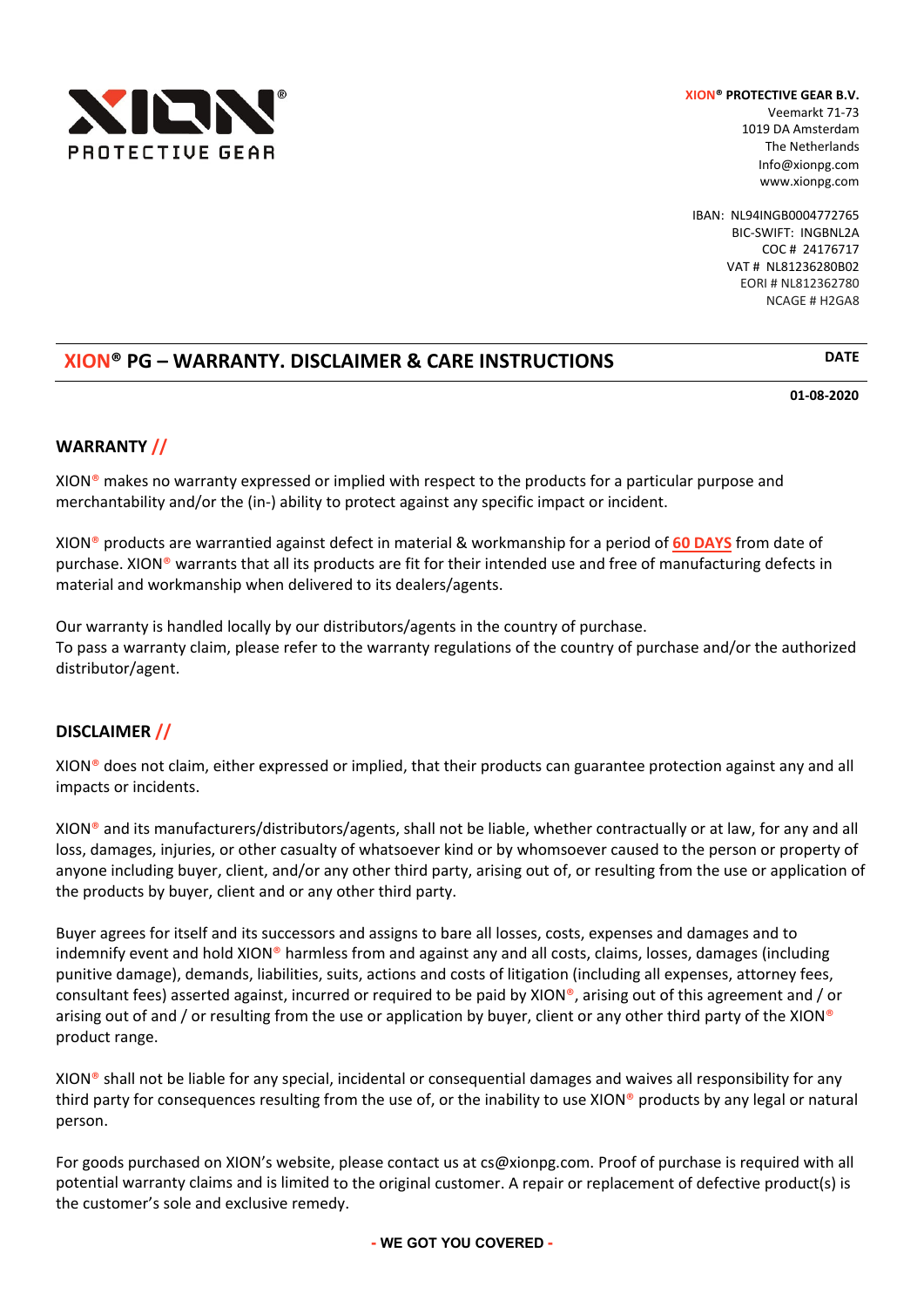**XION® PROTECTIVE GEAR B.V.**
Veemarkt 71-73
1019 DA Amsterdam
The Netherlands
Info@xionpg.com
www.xionpg.com

IBAN: NL94INGB0004772765
BIC-SWIFT: INGBNL2A
COC # 24176717
VAT # NL81236280B02
EORI # NL812362780
NCAGE # H2GA8

# XION® PG – WARRANTY. DISCLAIMER & CARE INSTRUCTIONS

**DATE**

**01-08-2020**

## WARRANTY //

XION® makes no warranty expressed or implied with respect to the products for a particular purpose and merchantability and/or the (in-) ability to protect against any specific impact or incident.

XION® products are warrantied against defect in material & workmanship for a period of **60 DAYS** from date of purchase. XION® warrants that all its products are fit for their intended use and free of manufacturing defects in material and workmanship when delivered to its dealers/agents.

Our warranty is handled locally by our distributors/agents in the country of purchase.
To pass a warranty claim, please refer to the warranty regulations of the country of purchase and/or the authorized distributor/agent.

## DISCLAIMER //

XION® does not claim, either expressed or implied, that their products can guarantee protection against any and all impacts or incidents.

XION® and its manufacturers/distributors/agents, shall not be liable, whether contractually or at law, for any and all loss, damages, injuries, or other casualty of whatsoever kind or by whomsoever caused to the person or property of anyone including buyer, client, and/or any other third party, arising out of, or resulting from the use or application of the products by buyer, client and or any other third party.

Buyer agrees for itself and its successors and assigns to bare all losses, costs, expenses and damages and to indemnify event and hold XION® harmless from and against any and all costs, claims, losses, damages (including punitive damage), demands, liabilities, suits, actions and costs of litigation (including all expenses, attorney fees, consultant fees) asserted against, incurred or required to be paid by XION®, arising out of this agreement and / or arising out of and / or resulting from the use or application by buyer, client or any other third party of the XION® product range.

XION® shall not be liable for any special, incidental or consequential damages and waives all responsibility for any third party for consequences resulting from the use of, or the inability to use XION® products by any legal or natural person.

For goods purchased on XION's website, please contact us at cs@xionpg.com. Proof of purchase is required with all potential warranty claims and is limited to the original customer. A repair or replacement of defective product(s) is the customer's sole and exclusive remedy.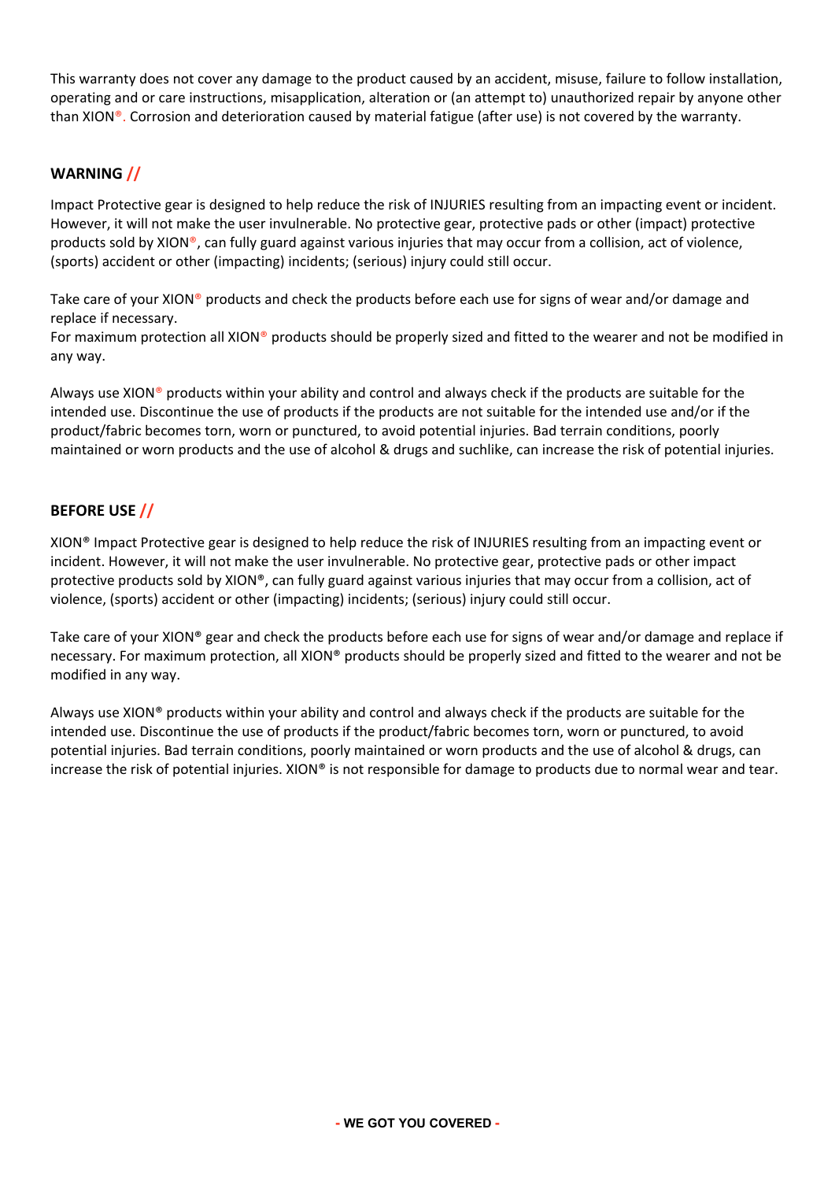This warranty does not cover any damage to the product caused by an accident, misuse, failure to follow installation, operating and or care instructions, misapplication, alteration or (an attempt to) unauthorized repair by anyone other than XION®. Corrosion and deterioration caused by material fatigue (after use) is not covered by the warranty.

## WARNING //

Impact Protective gear is designed to help reduce the risk of INJURIES resulting from an impacting event or incident. However, it will not make the user invulnerable. No protective gear, protective pads or other (impact) protective products sold by XION®, can fully guard against various injuries that may occur from a collision, act of violence, (sports) accident or other (impacting) incidents; (serious) injury could still occur.

Take care of your XION® products and check the products before each use for signs of wear and/or damage and replace if necessary.
For maximum protection all XION® products should be properly sized and fitted to the wearer and not be modified in any way.

Always use XION® products within your ability and control and always check if the products are suitable for the intended use. Discontinue the use of products if the products are not suitable for the intended use and/or if the product/fabric becomes torn, worn or punctured, to avoid potential injuries. Bad terrain conditions, poorly maintained or worn products and the use of alcohol & drugs and suchlike, can increase the risk of potential injuries.

## BEFORE USE //

XION® Impact Protective gear is designed to help reduce the risk of INJURIES resulting from an impacting event or incident. However, it will not make the user invulnerable. No protective gear, protective pads or other impact protective products sold by XION®, can fully guard against various injuries that may occur from a collision, act of violence, (sports) accident or other (impacting) incidents; (serious) injury could still occur.

Take care of your XION® gear and check the products before each use for signs of wear and/or damage and replace if necessary. For maximum protection, all XION® products should be properly sized and fitted to the wearer and not be modified in any way.

Always use XION® products within your ability and control and always check if the products are suitable for the intended use. Discontinue the use of products if the product/fabric becomes torn, worn or punctured, to avoid potential injuries. Bad terrain conditions, poorly maintained or worn products and the use of alcohol & drugs, can increase the risk of potential injuries. XION® is not responsible for damage to products due to normal wear and tear.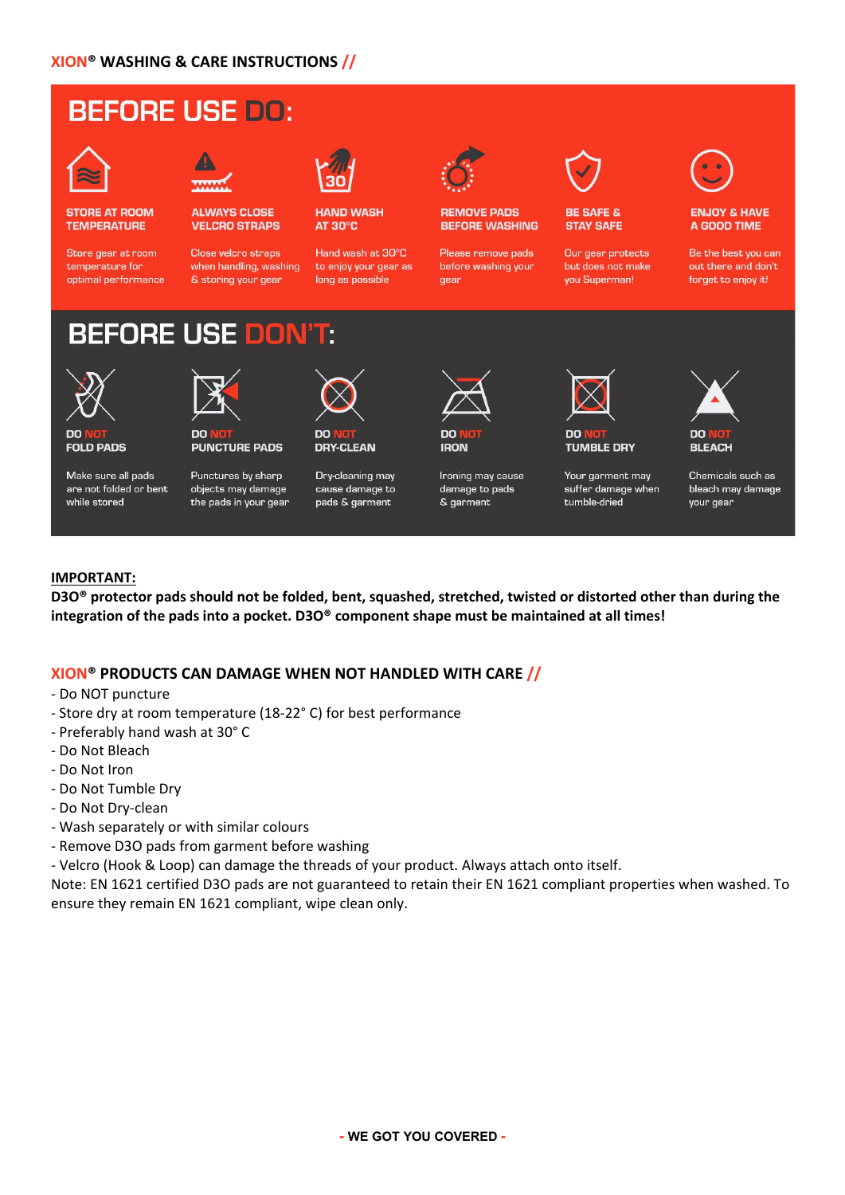## XION® WASHING & CARE INSTRUCTIONS //

## BEFORE USE DO:

**STORE AT ROOM TEMPERATURE**
Store gear at room temperature for optimal performance

**ALWAYS CLOSE VELCRO STRAPS**
Close velcro straps when handling, washing & storing your gear

**HAND WASH AT 30°C**
Hand wash at 30°C to enjoy your gear as long as possible

**REMOVE PADS BEFORE WASHING**
Please remove pads before washing your gear

**BE SAFE & STAY SAFE**
Our gear protects but does not make you Superman!

**ENJOY & HAVE A GOOD TIME**
Be the best you can out there and don't forget to enjoy it!

## BEFORE USE DON'T:

**DO NOT FOLD PADS**
Make sure all pads are not folded or bent while stored

**DO NOT PUNCTURE PADS**
Punctures by sharp objects may damage the pads in your gear

**DO NOT DRY-CLEAN**
Dry-cleaning may cause damage to pads & garment

**DO NOT IRON**
Ironing may cause damage to pads & garment

**DO NOT TUMBLE DRY**
Your garment may suffer damage when tumble-dried

**DO NOT BLEACH**
Chemicals such as bleach may damage your gear

**IMPORTANT:**

**D3O® protector pads should not be folded, bent, squashed, stretched, twisted or distorted other than during the integration of the pads into a pocket. D3O® component shape must be maintained at all times!**

## XION® PRODUCTS CAN DAMAGE WHEN NOT HANDLED WITH CARE //

- Do NOT puncture
- Store dry at room temperature (18-22° C) for best performance
- Preferably hand wash at 30° C
- Do Not Bleach
- Do Not Iron
- Do Not Tumble Dry
- Do Not Dry-clean
- Wash separately or with similar colours
- Remove D3O pads from garment before washing
- Velcro (Hook & Loop) can damage the threads of your product. Always attach onto itself.

Note: EN 1621 certified D3O pads are not guaranteed to retain their EN 1621 compliant properties when washed. To ensure they remain EN 1621 compliant, wipe clean only.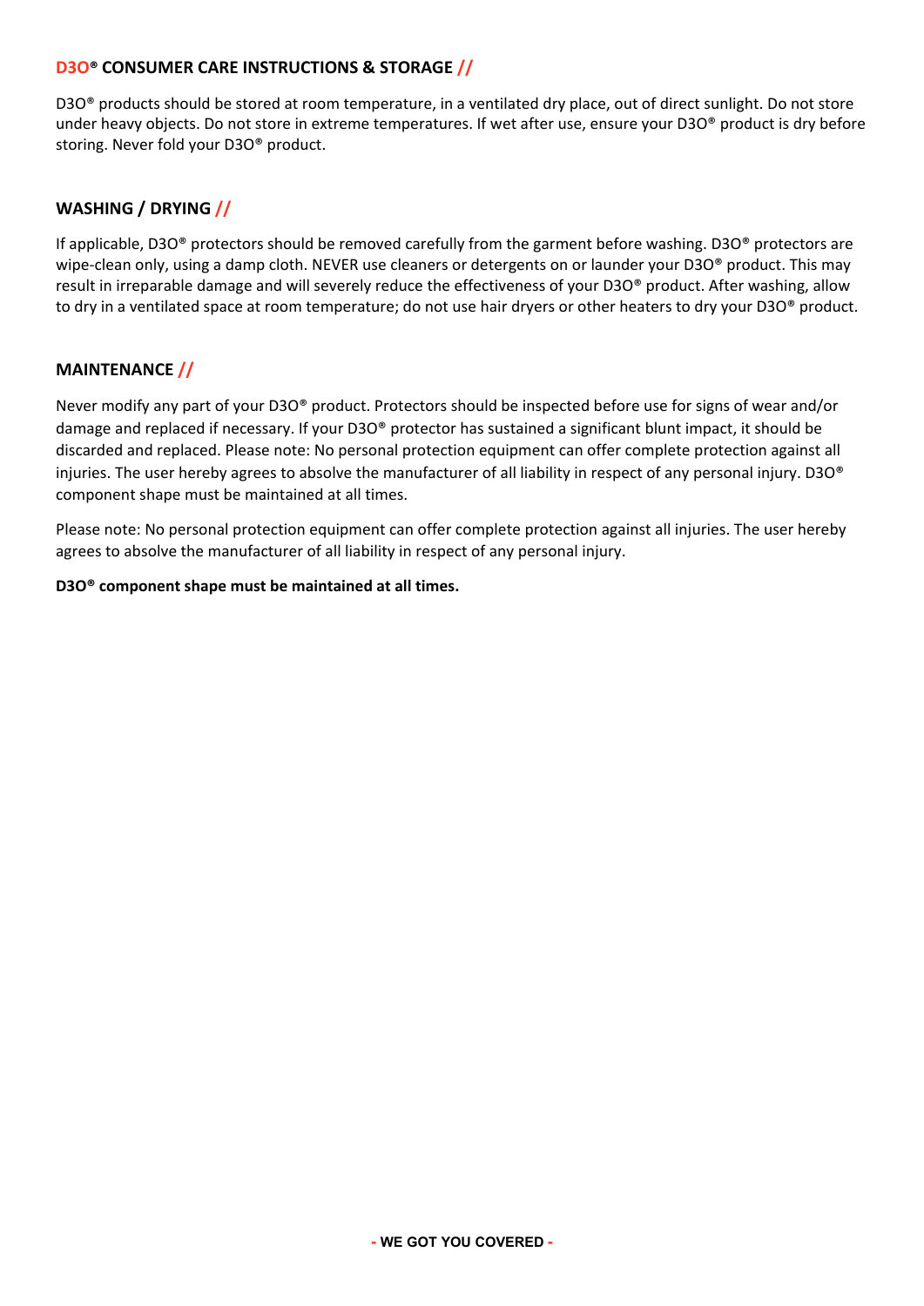## D3O® CONSUMER CARE INSTRUCTIONS & STORAGE //

D3O® products should be stored at room temperature, in a ventilated dry place, out of direct sunlight. Do not store under heavy objects. Do not store in extreme temperatures. If wet after use, ensure your D3O® product is dry before storing. Never fold your D3O® product.

## WASHING / DRYING //

If applicable, D3O® protectors should be removed carefully from the garment before washing. D3O® protectors are wipe-clean only, using a damp cloth. NEVER use cleaners or detergents on or launder your D3O® product. This may result in irreparable damage and will severely reduce the effectiveness of your D3O® product. After washing, allow to dry in a ventilated space at room temperature; do not use hair dryers or other heaters to dry your D3O® product.

## MAINTENANCE //

Never modify any part of your D3O® product. Protectors should be inspected before use for signs of wear and/or damage and replaced if necessary. If your D3O® protector has sustained a significant blunt impact, it should be discarded and replaced. Please note: No personal protection equipment can offer complete protection against all injuries. The user hereby agrees to absolve the manufacturer of all liability in respect of any personal injury. D3O® component shape must be maintained at all times.

Please note: No personal protection equipment can offer complete protection against all injuries. The user hereby agrees to absolve the manufacturer of all liability in respect of any personal injury.

**D3O® component shape must be maintained at all times.**

- WE GOT YOU COVERED -